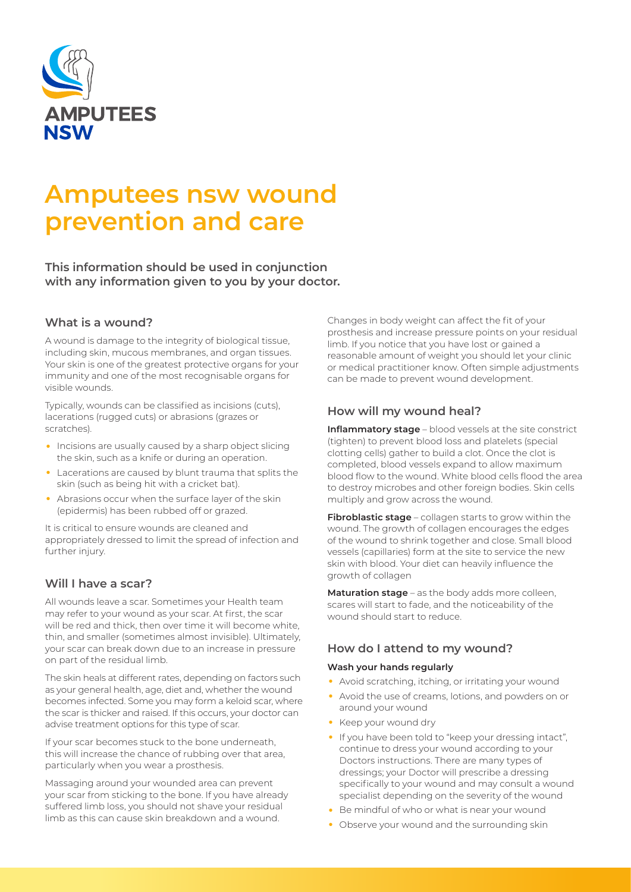AMPUTEES NSW

# Amputees nsw wound prevention and care

**This information should be used in conjunction with any information given to you by your doctor.**

## What is a wound?

A wound is damage to the integrity of biological tissue, including skin, mucous membranes, and organ tissues. Your skin is one of the greatest protective organs for your immunity and one of the most recognisable organs for visible wounds.

Typically, wounds can be classified as incisions (cuts), lacerations (rugged cuts) or abrasions (grazes or scratches).

- Incisions are usually caused by a sharp object slicing the skin, such as a knife or during an operation.
- Lacerations are caused by blunt trauma that splits the skin (such as being hit with a cricket bat).
- Abrasions occur when the surface layer of the skin (epidermis) has been rubbed off or grazed.

It is critical to ensure wounds are cleaned and appropriately dressed to limit the spread of infection and further injury.

## Will I have a scar?

All wounds leave a scar. Sometimes your Health team may refer to your wound as your scar. At first, the scar will be red and thick, then over time it will become white, thin, and smaller (sometimes almost invisible). Ultimately, your scar can break down due to an increase in pressure on part of the residual limb.

The skin heals at different rates, depending on factors such as your general health, age, diet and, whether the wound becomes infected. Some you may form a keloid scar, where the scar is thicker and raised. If this occurs, your doctor can advise treatment options for this type of scar.

If your scar becomes stuck to the bone underneath, this will increase the chance of rubbing over that area, particularly when you wear a prosthesis.

Massaging around your wounded area can prevent your scar from sticking to the bone. If you have already suffered limb loss, you should not shave your residual limb as this can cause skin breakdown and a wound.

Changes in body weight can affect the fit of your prosthesis and increase pressure points on your residual limb. If you notice that you have lost or gained a reasonable amount of weight you should let your clinic or medical practitioner know. Often simple adjustments can be made to prevent wound development.

## How will my wound heal?

**Inflammatory stage** – blood vessels at the site constrict (tighten) to prevent blood loss and platelets (special clotting cells) gather to build a clot. Once the clot is completed, blood vessels expand to allow maximum blood flow to the wound. White blood cells flood the area to destroy microbes and other foreign bodies. Skin cells multiply and grow across the wound.

**Fibroblastic stage** – collagen starts to grow within the wound. The growth of collagen encourages the edges of the wound to shrink together and close. Small blood vessels (capillaries) form at the site to service the new skin with blood. Your diet can heavily influence the growth of collagen

**Maturation stage** – as the body adds more colleen, scares will start to fade, and the noticeability of the wound should start to reduce.

## How do I attend to my wound?

**Wash your hands regularly**

- Avoid scratching, itching, or irritating your wound
- Avoid the use of creams, lotions, and powders on or around your wound
- Keep your wound dry
- If you have been told to "keep your dressing intact", continue to dress your wound according to your Doctors instructions. There are many types of dressings; your Doctor will prescribe a dressing specifically to your wound and may consult a wound specialist depending on the severity of the wound
- Be mindful of who or what is near your wound
- Observe your wound and the surrounding skin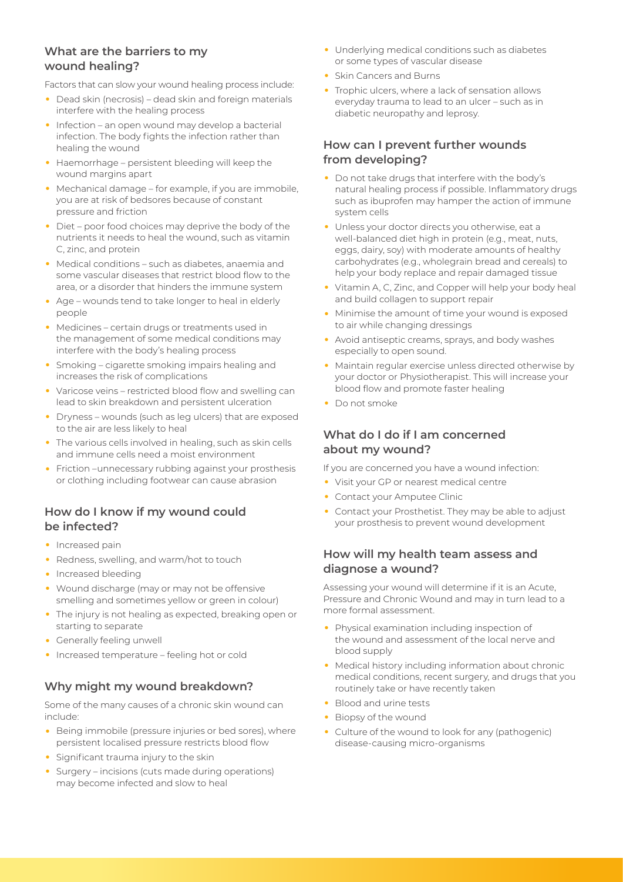## What are the barriers to my wound healing?

Factors that can slow your wound healing process include:

- Dead skin (necrosis) – dead skin and foreign materials interfere with the healing process
- Infection – an open wound may develop a bacterial infection. The body fights the infection rather than healing the wound
- Haemorrhage – persistent bleeding will keep the wound margins apart
- Mechanical damage – for example, if you are immobile, you are at risk of bedsores because of constant pressure and friction
- Diet – poor food choices may deprive the body of the nutrients it needs to heal the wound, such as vitamin C, zinc, and protein
- Medical conditions – such as diabetes, anaemia and some vascular diseases that restrict blood flow to the area, or a disorder that hinders the immune system
- Age – wounds tend to take longer to heal in elderly people
- Medicines – certain drugs or treatments used in the management of some medical conditions may interfere with the body's healing process
- Smoking – cigarette smoking impairs healing and increases the risk of complications
- Varicose veins – restricted blood flow and swelling can lead to skin breakdown and persistent ulceration
- Dryness – wounds (such as leg ulcers) that are exposed to the air are less likely to heal
- The various cells involved in healing, such as skin cells and immune cells need a moist environment
- Friction –unnecessary rubbing against your prosthesis or clothing including footwear can cause abrasion

## How do I know if my wound could be infected?

- Increased pain
- Redness, swelling, and warm/hot to touch
- Increased bleeding
- Wound discharge (may or may not be offensive smelling and sometimes yellow or green in colour)
- The injury is not healing as expected, breaking open or starting to separate
- Generally feeling unwell
- Increased temperature – feeling hot or cold

## Why might my wound breakdown?

Some of the many causes of a chronic skin wound can include:

- Being immobile (pressure injuries or bed sores), where persistent localised pressure restricts blood flow
- Significant trauma injury to the skin
- Surgery – incisions (cuts made during operations) may become infected and slow to heal
- Underlying medical conditions such as diabetes or some types of vascular disease
- Skin Cancers and Burns
- Trophic ulcers, where a lack of sensation allows everyday trauma to lead to an ulcer – such as in diabetic neuropathy and leprosy.

## How can I prevent further wounds from developing?

- Do not take drugs that interfere with the body's natural healing process if possible. Inflammatory drugs such as ibuprofen may hamper the action of immune system cells
- Unless your doctor directs you otherwise, eat a well-balanced diet high in protein (e.g., meat, nuts, eggs, dairy, soy) with moderate amounts of healthy carbohydrates (e.g., wholegrain bread and cereals) to help your body replace and repair damaged tissue
- Vitamin A, C, Zinc, and Copper will help your body heal and build collagen to support repair
- Minimise the amount of time your wound is exposed to air while changing dressings
- Avoid antiseptic creams, sprays, and body washes especially to open sound.
- Maintain regular exercise unless directed otherwise by your doctor or Physiotherapist. This will increase your blood flow and promote faster healing
- Do not smoke

## What do I do if I am concerned about my wound?

If you are concerned you have a wound infection:

- Visit your GP or nearest medical centre
- Contact your Amputee Clinic
- Contact your Prosthetist. They may be able to adjust your prosthesis to prevent wound development

## How will my health team assess and diagnose a wound?

Assessing your wound will determine if it is an Acute, Pressure and Chronic Wound and may in turn lead to a more formal assessment.

- Physical examination including inspection of the wound and assessment of the local nerve and blood supply
- Medical history including information about chronic medical conditions, recent surgery, and drugs that you routinely take or have recently taken
- Blood and urine tests
- Biopsy of the wound
- Culture of the wound to look for any (pathogenic) disease-causing micro-organisms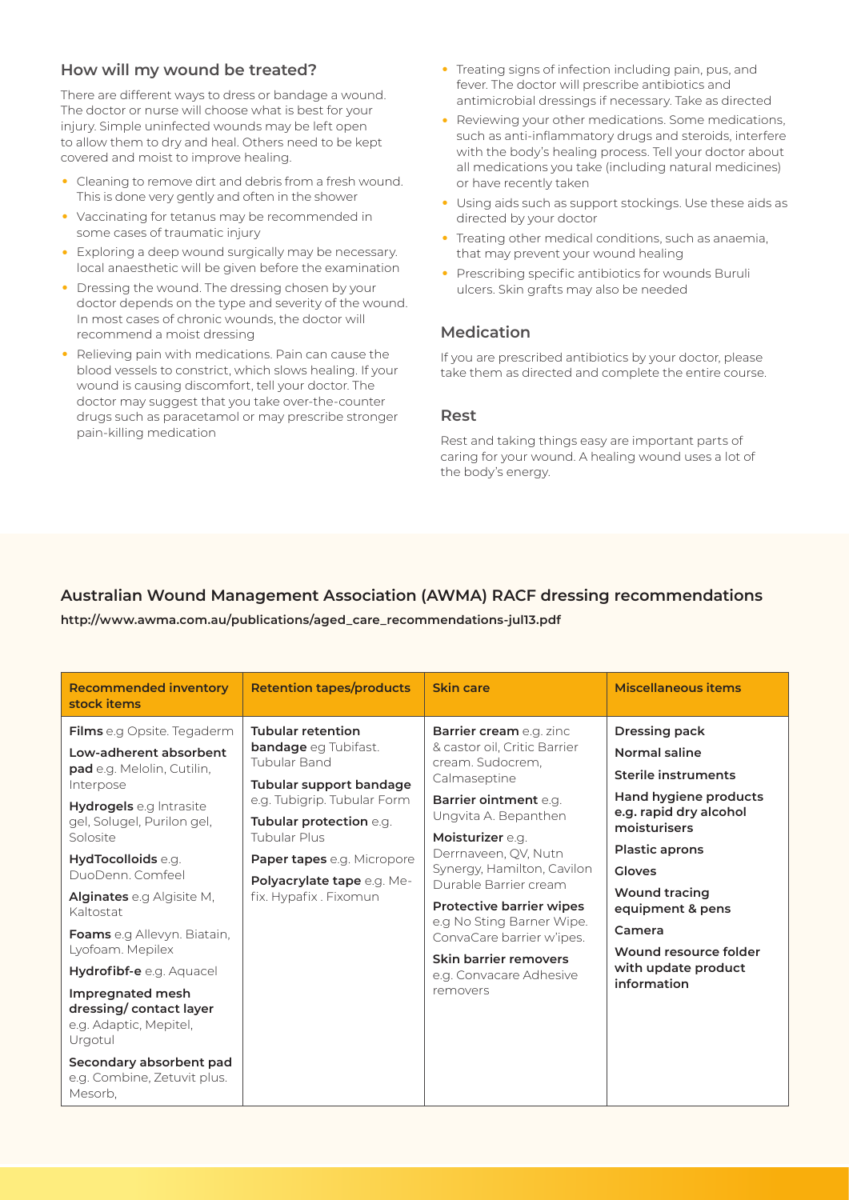## How will my wound be treated?

There are different ways to dress or bandage a wound. The doctor or nurse will choose what is best for your injury. Simple uninfected wounds may be left open to allow them to dry and heal. Others need to be kept covered and moist to improve healing.

- Cleaning to remove dirt and debris from a fresh wound. This is done very gently and often in the shower
- Vaccinating for tetanus may be recommended in some cases of traumatic injury
- Exploring a deep wound surgically may be necessary. local anaesthetic will be given before the examination
- Dressing the wound. The dressing chosen by your doctor depends on the type and severity of the wound. In most cases of chronic wounds, the doctor will recommend a moist dressing
- Relieving pain with medications. Pain can cause the blood vessels to constrict, which slows healing. If your wound is causing discomfort, tell your doctor. The doctor may suggest that you take over-the-counter drugs such as paracetamol or may prescribe stronger pain-killing medication
- Treating signs of infection including pain, pus, and fever. The doctor will prescribe antibiotics and antimicrobial dressings if necessary. Take as directed
- Reviewing your other medications. Some medications, such as anti-inflammatory drugs and steroids, interfere with the body's healing process. Tell your doctor about all medications you take (including natural medicines) or have recently taken
- Using aids such as support stockings. Use these aids as directed by your doctor
- Treating other medical conditions, such as anaemia, that may prevent your wound healing
- Prescribing specific antibiotics for wounds Buruli ulcers. Skin grafts may also be needed

### Medication

If you are prescribed antibiotics by your doctor, please take them as directed and complete the entire course.

### Rest

Rest and taking things easy are important parts of caring for your wound. A healing wound uses a lot of the body's energy.

## Australian Wound Management Association (AWMA) RACF dressing recommendations

**http://www.awma.com.au/publications/aged_care_recommendations-jul13.pdf**

| Recommended inventory stock items | Retention tapes/products | Skin care | Miscellaneous items |
|---|---|---|---|
| **Films** e.g Opsite. Tegaderm<br>**Low-adherent absorbent pad** e.g. Melolin, Cutilin, Interpose<br>**Hydrogels** e.g Intrasite gel, Solugel, Purilon gel, Solosite<br>**HydTocolloids** e.g. DuoDenn. Comfeel<br>**Alginates** e.g Algisite M, Kaltostat<br>**Foams** e.g Allevyn. Biatain, Lyofoam. Mepilex<br>**Hydrofibf-e** e.g. Aquacel<br>**Impregnated mesh dressing/ contact layer** e.g. Adaptic, Mepitel, Urgotul<br>**Secondary absorbent pad** e.g. Combine, Zetuvit plus. Mesorb, | **Tubular retention bandage** eg Tubifast. Tubular Band<br>**Tubular support bandage** e.g. Tubigrip. Tubular Form<br>**Tubular protection** e.g. Tubular Plus<br>**Paper tapes** e.g. Micropore<br>**Polyacrylate tape** e.g. Mefix. Hypafix . Fixomun | **Barrier cream** e.g. zinc & castor oil, Critic Barrier cream. Sudocrem, Calmaseptine<br>**Barrier ointment** e.g. Ungvita A. Bepanthen<br>**Moisturizer** e.g. Derrnaveen, QV, Nutn Synergy, Hamilton, Cavilon Durable Barrier cream<br>**Protective barrier wipes** e.g No Sting Barner Wipe. ConvaCare barrier w'ipes.<br>**Skin barrier removers** e.g. Convacare Adhesive removers | **Dressing pack**<br>**Normal saline**<br>**Sterile instruments**<br>**Hand hygiene products e.g. rapid dry alcohol moisturisers**<br>**Plastic aprons**<br>**Gloves**<br>**Wound tracing equipment & pens**<br>**Camera**<br>**Wound resource folder with update product information** |